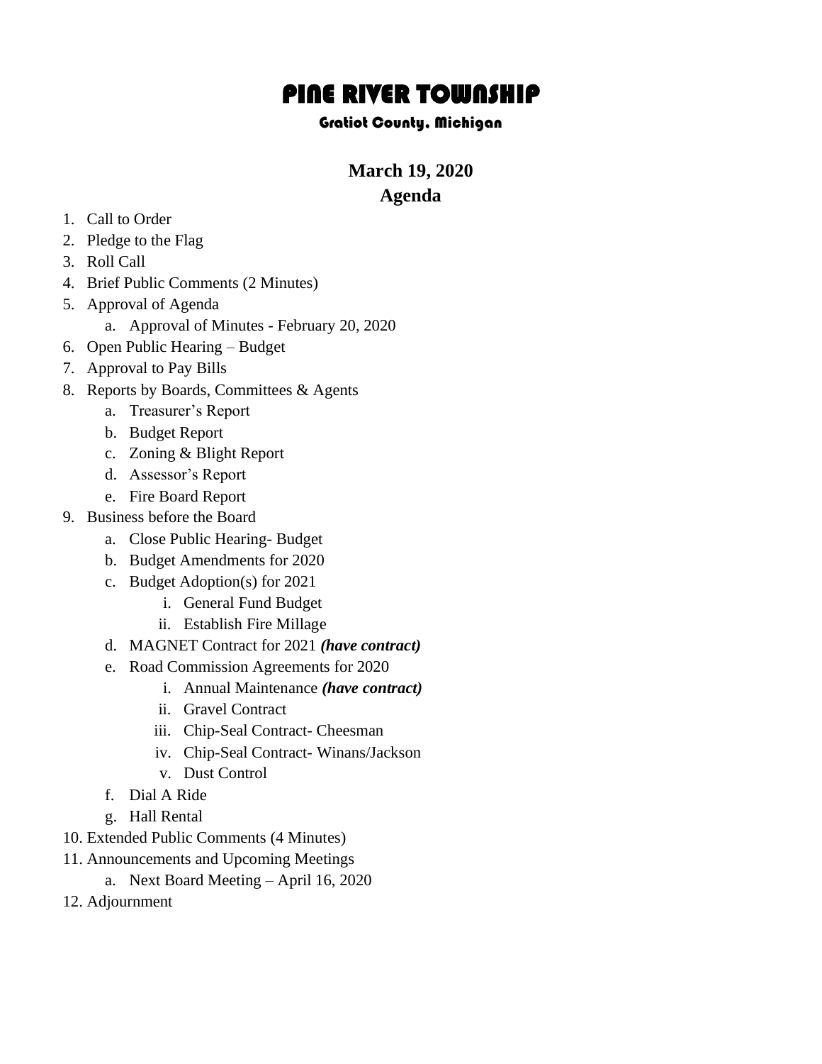# PINE RIVER TOWNSHIP

### Gratiot County, Michigan

## March 19, 2020
## Agenda

1. Call to Order
2. Pledge to the Flag
3. Roll Call
4. Brief Public Comments (2 Minutes)
5. Approval of Agenda
   a. Approval of Minutes - February 20, 2020
6. Open Public Hearing – Budget
7. Approval to Pay Bills
8. Reports by Boards, Committees & Agents
   a. Treasurer's Report
   b. Budget Report
   c. Zoning & Blight Report
   d. Assessor's Report
   e. Fire Board Report
9. Business before the Board
   a. Close Public Hearing- Budget
   b. Budget Amendments for 2020
   c. Budget Adoption(s) for 2021
      i. General Fund Budget
      ii. Establish Fire Millage
   d. MAGNET Contract for 2021 ***(have contract)***
   e. Road Commission Agreements for 2020
      i. Annual Maintenance ***(have contract)***
      ii. Gravel Contract
      iii. Chip-Seal Contract- Cheesman
      iv. Chip-Seal Contract- Winans/Jackson
      v. Dust Control
   f. Dial A Ride
   g. Hall Rental
10. Extended Public Comments (4 Minutes)
11. Announcements and Upcoming Meetings
    a. Next Board Meeting – April 16, 2020
12. Adjournment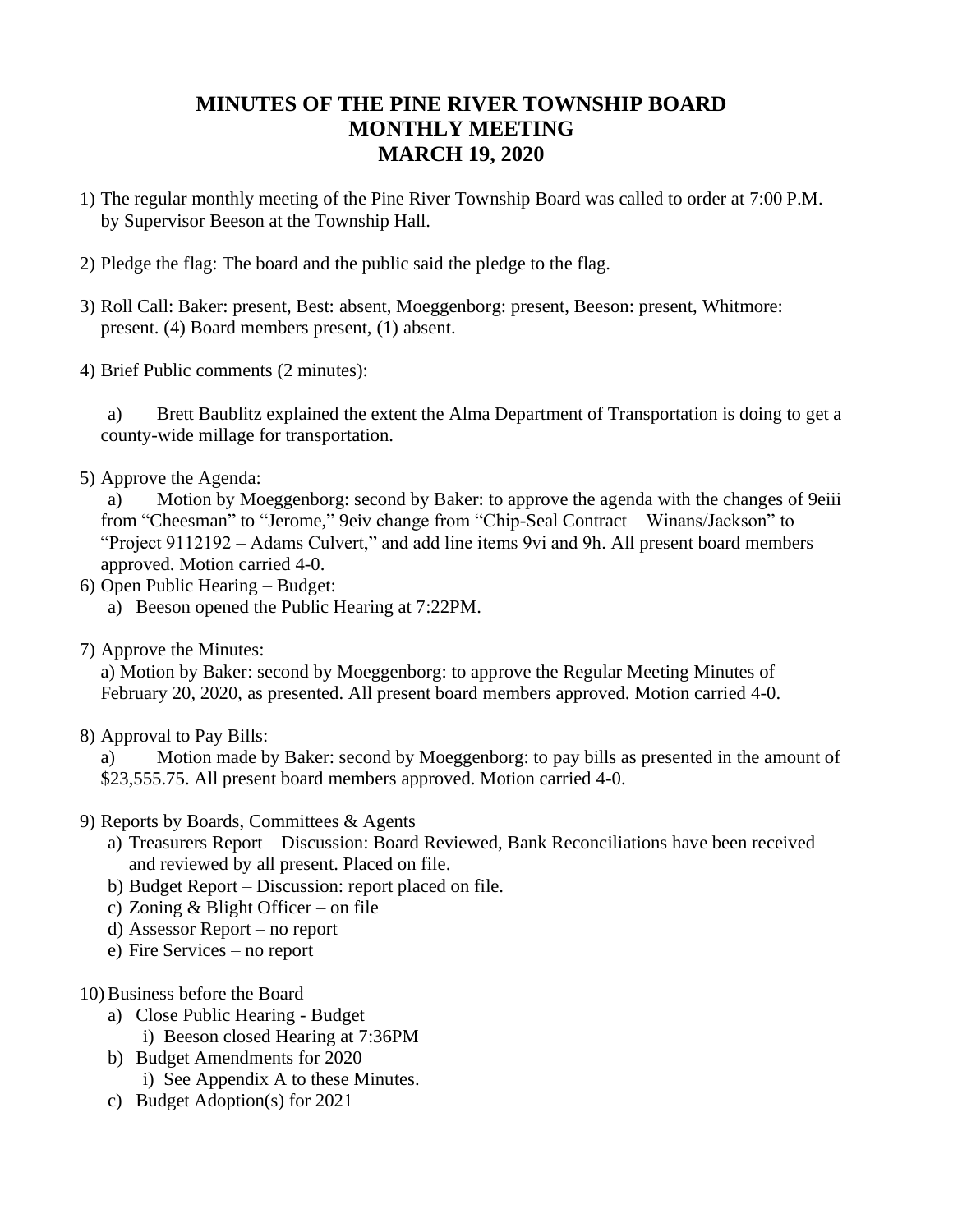# MINUTES OF THE PINE RIVER TOWNSHIP BOARD MONTHLY MEETING MARCH 19, 2020

1) The regular monthly meeting of the Pine River Township Board was called to order at 7:00 P.M. by Supervisor Beeson at the Township Hall.

2) Pledge the flag: The board and the public said the pledge to the flag.

3) Roll Call: Baker: present, Best: absent, Moeggenborg: present, Beeson: present, Whitmore: present. (4) Board members present, (1) absent.

4) Brief Public comments (2 minutes):

   a) Brett Baublitz explained the extent the Alma Department of Transportation is doing to get a county-wide millage for transportation.

5) Approve the Agenda:

   a) Motion by Moeggenborg: second by Baker: to approve the agenda with the changes of 9eiii from "Cheesman" to "Jerome," 9eiv change from "Chip-Seal Contract – Winans/Jackson" to "Project 9112192 – Adams Culvert," and add line items 9vi and 9h. All present board members approved. Motion carried 4-0.

6) Open Public Hearing – Budget:

   a) Beeson opened the Public Hearing at 7:22PM.

7) Approve the Minutes:

   a) Motion by Baker: second by Moeggenborg: to approve the Regular Meeting Minutes of February 20, 2020, as presented. All present board members approved. Motion carried 4-0.

8) Approval to Pay Bills:

   a) Motion made by Baker: second by Moeggenborg: to pay bills as presented in the amount of $23,555.75. All present board members approved. Motion carried 4-0.

9) Reports by Boards, Committees & Agents

   a) Treasurers Report – Discussion: Board Reviewed, Bank Reconciliations have been received and reviewed by all present. Placed on file.
   b) Budget Report – Discussion: report placed on file.
   c) Zoning & Blight Officer – on file
   d) Assessor Report – no report
   e) Fire Services – no report

10) Business before the Board

   a) Close Public Hearing - Budget
      i) Beeson closed Hearing at 7:36PM
   b) Budget Amendments for 2020
      i) See Appendix A to these Minutes.
   c) Budget Adoption(s) for 2021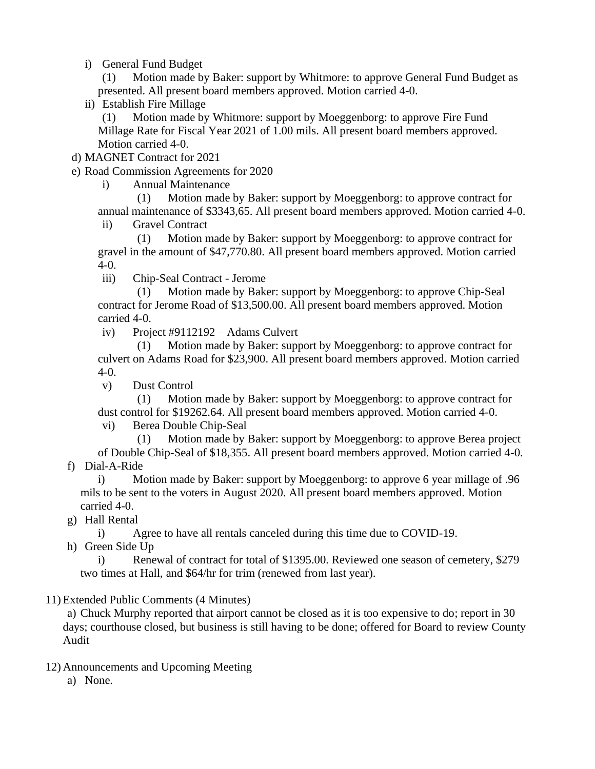- i) General Fund Budget
  - (1) Motion made by Baker: support by Whitmore: to approve General Fund Budget as presented. All present board members approved. Motion carried 4-0.
- ii) Establish Fire Millage
  - (1) Motion made by Whitmore: support by Moeggenborg: to approve Fire Fund Millage Rate for Fiscal Year 2021 of 1.00 mils. All present board members approved. Motion carried 4-0.

d) MAGNET Contract for 2021

e) Road Commission Agreements for 2020

- i) Annual Maintenance
  - (1) Motion made by Baker: support by Moeggenborg: to approve contract for annual maintenance of $3343,65. All present board members approved. Motion carried 4-0.
- ii) Gravel Contract
  - (1) Motion made by Baker: support by Moeggenborg: to approve contract for gravel in the amount of $47,770.80. All present board members approved. Motion carried 4-0.
- iii) Chip-Seal Contract - Jerome
  - (1) Motion made by Baker: support by Moeggenborg: to approve Chip-Seal contract for Jerome Road of $13,500.00. All present board members approved. Motion carried 4-0.
- iv) Project #9112192 – Adams Culvert
  - (1) Motion made by Baker: support by Moeggenborg: to approve contract for culvert on Adams Road for $23,900. All present board members approved. Motion carried 4-0.
- v) Dust Control
  - (1) Motion made by Baker: support by Moeggenborg: to approve contract for dust control for $19262.64. All present board members approved. Motion carried 4-0.
- vi) Berea Double Chip-Seal
  - (1) Motion made by Baker: support by Moeggenborg: to approve Berea project of Double Chip-Seal of $18,355. All present board members approved. Motion carried 4-0.

f) Dial-A-Ride

- i) Motion made by Baker: support by Moeggenborg: to approve 6 year millage of .96 mils to be sent to the voters in August 2020. All present board members approved. Motion carried 4-0.

g) Hall Rental

- i) Agree to have all rentals canceled during this time due to COVID-19.

h) Green Side Up

- i) Renewal of contract for total of $1395.00. Reviewed one season of cemetery, $279 two times at Hall, and $64/hr for trim (renewed from last year).

11) Extended Public Comments (4 Minutes)

a) Chuck Murphy reported that airport cannot be closed as it is too expensive to do; report in 30 days; courthouse closed, but business is still having to be done; offered for Board to review County Audit

12) Announcements and Upcoming Meeting

a) None.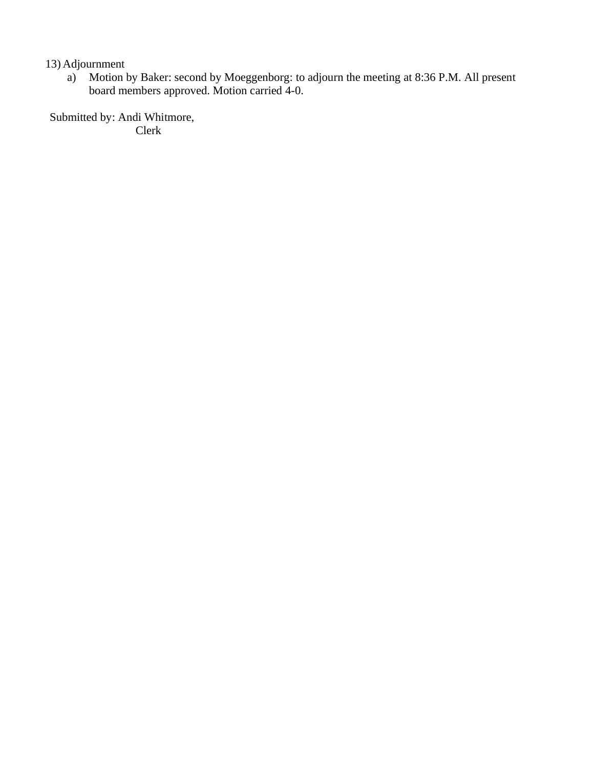13) Adjournment

a) Motion by Baker: second by Moeggenborg: to adjourn the meeting at 8:36 P.M. All present board members approved. Motion carried 4-0.

Submitted by: Andi Whitmore,
Clerk